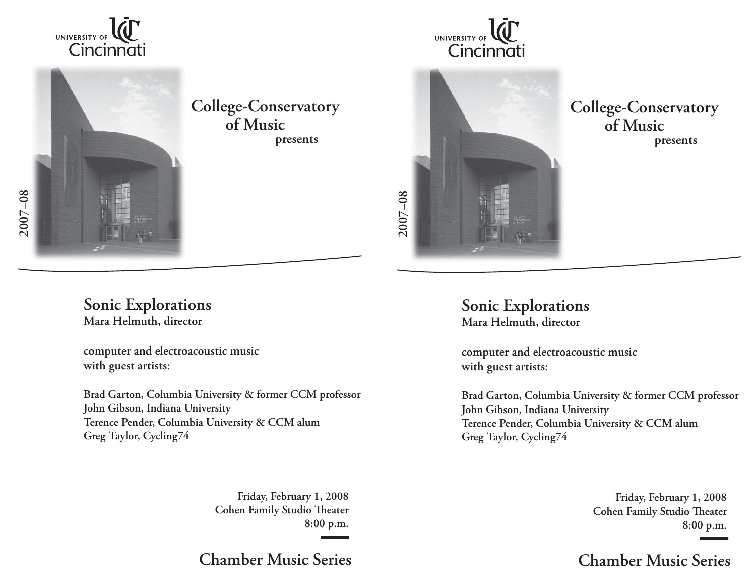UNIVERSITY OF Cincinnati

2007–08

College-Conservatory of Music
presents

# Sonic Explorations

**Mara Helmuth, director**

**computer and electroacoustic music**
**with guest artists:**

**Brad Garton, Columbia University & former CCM professor**
**John Gibson, Indiana University**
**Terence Pender, Columbia University & CCM alum**
**Greg Taylor, Cycling74**

**Friday, February 1, 2008**
**Cohen Family Studio Theater**
**8:00 p.m.**

## Chamber Music Series

---

UNIVERSITY OF Cincinnati

2007–08

College-Conservatory of Music
presents

# Sonic Explorations

**Mara Helmuth, director**

**computer and electroacoustic music**
**with guest artists:**

**Brad Garton, Columbia University & former CCM professor**
**John Gibson, Indiana University**
**Terence Pender, Columbia University & CCM alum**
**Greg Taylor, Cycling74**

**Friday, February 1, 2008**
**Cohen Family Studio Theater**
**8:00 p.m.**

## Chamber Music Series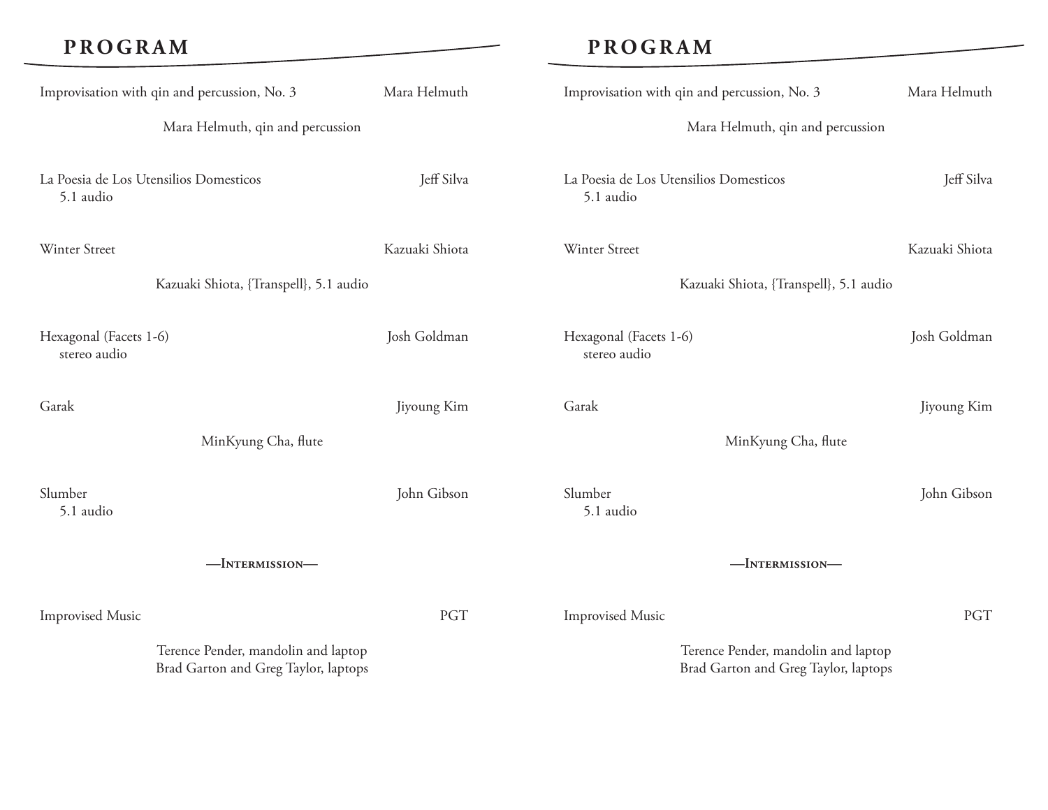## PROGRAM

Improvisation with qin and percussion, No. 3 — Mara Helmuth

Mara Helmuth, qin and percussion

La Poesia de Los Utensilios Domesticos — Jeff Silva
5.1 audio

Winter Street — Kazuaki Shiota

Kazuaki Shiota, {Transpell}, 5.1 audio

Hexagonal (Facets 1-6) — Josh Goldman
stereo audio

Garak — Jiyoung Kim

MinKyung Cha, flute

Slumber — John Gibson
5.1 audio

—Intermission—

Improvised Music — PGT

Terence Pender, mandolin and laptop
Brad Garton and Greg Taylor, laptops

## PROGRAM

Improvisation with qin and percussion, No. 3 — Mara Helmuth

Mara Helmuth, qin and percussion

La Poesia de Los Utensilios Domesticos — Jeff Silva
5.1 audio

Winter Street — Kazuaki Shiota

Kazuaki Shiota, {Transpell}, 5.1 audio

Hexagonal (Facets 1-6) — Josh Goldman
stereo audio

Garak — Jiyoung Kim

MinKyung Cha, flute

Slumber — John Gibson
5.1 audio

—Intermission—

Improvised Music — PGT

Terence Pender, mandolin and laptop
Brad Garton and Greg Taylor, laptops